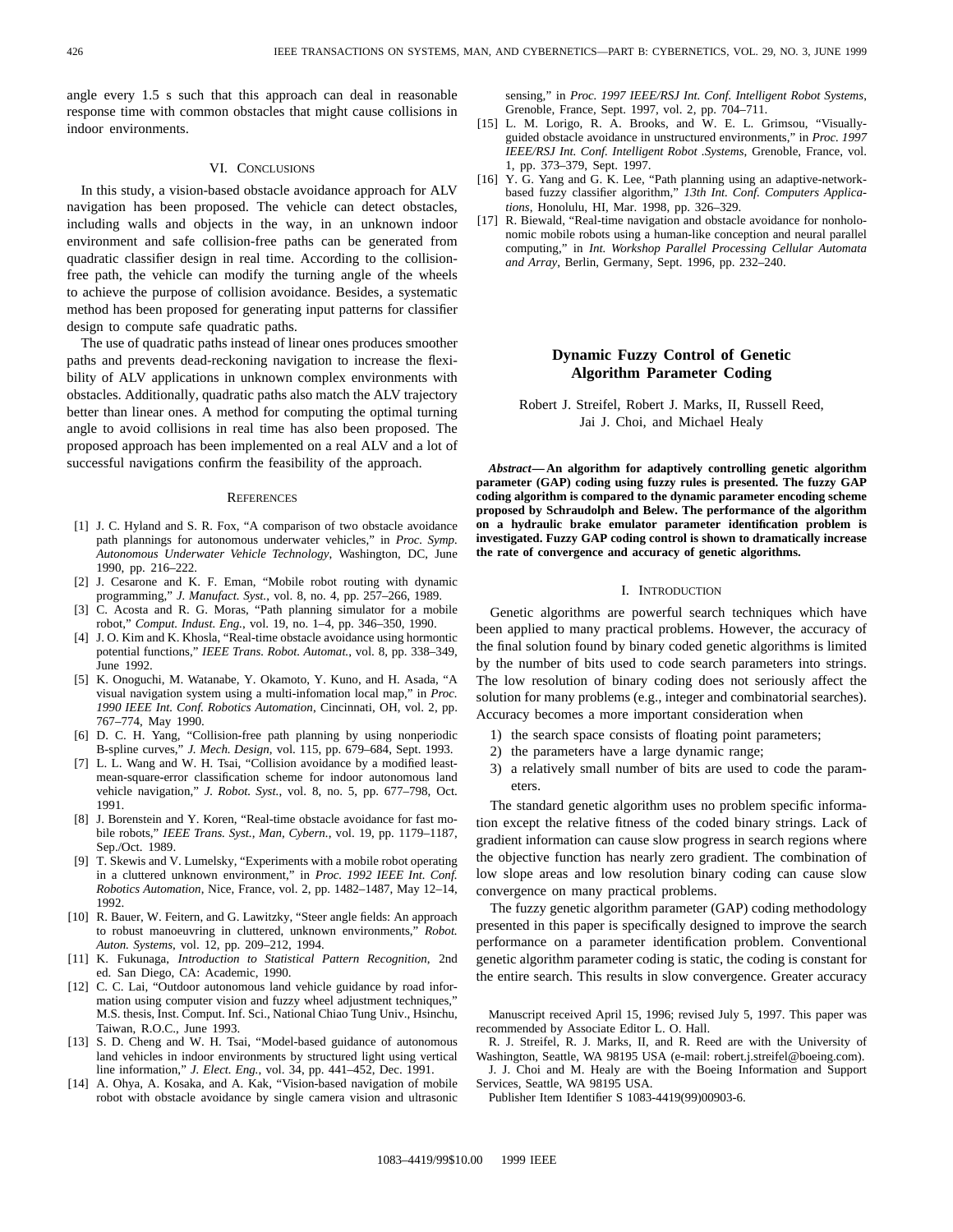angle every 1.5 s such that this approach can deal in reasonable response time with common obstacles that might cause collisions in indoor environments.

## VI. Conclusions

In this study, a vision-based obstacle avoidance approach for ALV navigation has been proposed. The vehicle can detect obstacles, including walls and objects in the way, in an unknown indoor environment and safe collision-free paths can be generated from quadratic classifier design in real time. According to the collision-free path, the vehicle can modify the turning angle of the wheels to achieve the purpose of collision avoidance. Besides, a systematic method has been proposed for generating input patterns for classifier design to compute safe quadratic paths.

The use of quadratic paths instead of linear ones produces smoother paths and prevents dead-reckoning navigation to increase the flexibility of ALV applications in unknown complex environments with obstacles. Additionally, quadratic paths also match the ALV trajectory better than linear ones. A method for computing the optimal turning angle to avoid collisions in real time has also been proposed. The proposed approach has been implemented on a real ALV and a lot of successful navigations confirm the feasibility of the approach.

## References

[1] J. C. Hyland and S. R. Fox, "A comparison of two obstacle avoidance path plannings for autonomous underwater vehicles," in *Proc. Symp. Autonomous Underwater Vehicle Technology*, Washington, DC, June 1990, pp. 216–222.

[2] J. Cesarone and K. F. Eman, "Mobile robot routing with dynamic programming," *J. Manufact. Syst.*, vol. 8, no. 4, pp. 257–266, 1989.

[3] C. Acosta and R. G. Moras, "Path planning simulator for a mobile robot," *Comput. Indust. Eng.*, vol. 19, no. 1–4, pp. 346–350, 1990.

[4] J. O. Kim and K. Khosla, "Real-time obstacle avoidance using hormontic potential functions," *IEEE Trans. Robot. Automat.*, vol. 8, pp. 338–349, June 1992.

[5] K. Onoguchi, M. Watanabe, Y. Okamoto, Y. Kuno, and H. Asada, "A visual navigation system using a multi-infomation local map," in *Proc. 1990 IEEE Int. Conf. Robotics Automation*, Cincinnati, OH, vol. 2, pp. 767–774, May 1990.

[6] D. C. H. Yang, "Collision-free path planning by using nonperiodic B-spline curves," *J. Mech. Design*, vol. 115, pp. 679–684, Sept. 1993.

[7] L. L. Wang and W. H. Tsai, "Collision avoidance by a modified least-mean-square-error classification scheme for indoor autonomous land vehicle navigation," *J. Robot. Syst.*, vol. 8, no. 5, pp. 677–798, Oct. 1991.

[8] J. Borenstein and Y. Koren, "Real-time obstacle avoidance for fast mobile robots," *IEEE Trans. Syst., Man, Cybern.*, vol. 19, pp. 1179–1187, Sep./Oct. 1989.

[9] T. Skewis and V. Lumelsky, "Experiments with a mobile robot operating in a cluttered unknown environment," in *Proc. 1992 IEEE Int. Conf. Robotics Automation*, Nice, France, vol. 2, pp. 1482–1487, May 12–14, 1992.

[10] R. Bauer, W. Feitern, and G. Lawitzky, "Steer angle fields: An approach to robust manoeuvring in cluttered, unknown environments," *Robot. Auton. Systems*, vol. 12, pp. 209–212, 1994.

[11] K. Fukunaga, *Introduction to Statistical Pattern Recognition*, 2nd ed. San Diego, CA: Academic, 1990.

[12] C. C. Lai, "Outdoor autonomous land vehicle guidance by road information using computer vision and fuzzy wheel adjustment techniques," M.S. thesis, Inst. Comput. Inf. Sci., National Chiao Tung Univ., Hsinchu, Taiwan, R.O.C., June 1993.

[13] S. D. Cheng and W. H. Tsai, "Model-based guidance of autonomous land vehicles in indoor environments by structured light using vertical line information," *J. Elect. Eng.*, vol. 34, pp. 441–452, Dec. 1991.

[14] A. Ohya, A. Kosaka, and A. Kak, "Vision-based navigation of mobile robot with obstacle avoidance by single camera vision and ultrasonic sensing," in *Proc. 1997 IEEE/RSJ Int. Conf. Intelligent Robot Systems*, Grenoble, France, Sept. 1997, vol. 2, pp. 704–711.

[15] L. M. Lorigo, R. A. Brooks, and W. E. L. Grimsou, "Visually-guided obstacle avoidance in unstructured environments," in *Proc. 1997 IEEE/RSJ Int. Conf. Intelligent Robot .Systems*, Grenoble, France, vol. 1, pp. 373–379, Sept. 1997.

[16] Y. G. Yang and G. K. Lee, "Path planning using an adaptive-network-based fuzzy classifier algorithm," *13th Int. Conf. Computers Applications*, Honolulu, HI, Mar. 1998, pp. 326–329.

[17] R. Biewald, "Real-time navigation and obstacle avoidance for nonholonomic mobile robots using a human-like conception and neural parallel computing," in *Int. Workshop Parallel Processing Cellular Automata and Array*, Berlin, Germany, Sept. 1996, pp. 232–240.

# Dynamic Fuzzy Control of Genetic Algorithm Parameter Coding

Robert J. Streifel, Robert J. Marks, II, Russell Reed, Jai J. Choi, and Michael Healy

***Abstract*— An algorithm for adaptively controlling genetic algorithm parameter (GAP) coding using fuzzy rules is presented. The fuzzy GAP coding algorithm is compared to the dynamic parameter encoding scheme proposed by Schraudolph and Belew. The performance of the algorithm on a hydraulic brake emulator parameter identification problem is investigated. Fuzzy GAP coding control is shown to dramatically increase the rate of convergence and accuracy of genetic algorithms.**

## I. Introduction

Genetic algorithms are powerful search techniques which have been applied to many practical problems. However, the accuracy of the final solution found by binary coded genetic algorithms is limited by the number of bits used to code search parameters into strings. The low resolution of binary coding does not seriously affect the solution for many problems (e.g., integer and combinatorial searches). Accuracy becomes a more important consideration when

1) the search space consists of floating point parameters;
2) the parameters have a large dynamic range;
3) a relatively small number of bits are used to code the parameters.

The standard genetic algorithm uses no problem specific information except the relative fitness of the coded binary strings. Lack of gradient information can cause slow progress in search regions where the objective function has nearly zero gradient. The combination of low slope areas and low resolution binary coding can cause slow convergence on many practical problems.

The fuzzy genetic algorithm parameter (GAP) coding methodology presented in this paper is specifically designed to improve the search performance on a parameter identification problem. Conventional genetic algorithm parameter coding is static, the coding is constant for the entire search. This results in slow convergence. Greater accuracy

Manuscript received April 15, 1996; revised July 5, 1997. This paper was recommended by Associate Editor L. O. Hall.

R. J. Streifel, R. J. Marks, II, and R. Reed are with the University of Washington, Seattle, WA 98195 USA (e-mail: robert.j.streifel@boeing.com).

J. J. Choi and M. Healy are with the Boeing Information and Support Services, Seattle, WA 98195 USA.

Publisher Item Identifier S 1083-4419(99)00903-6.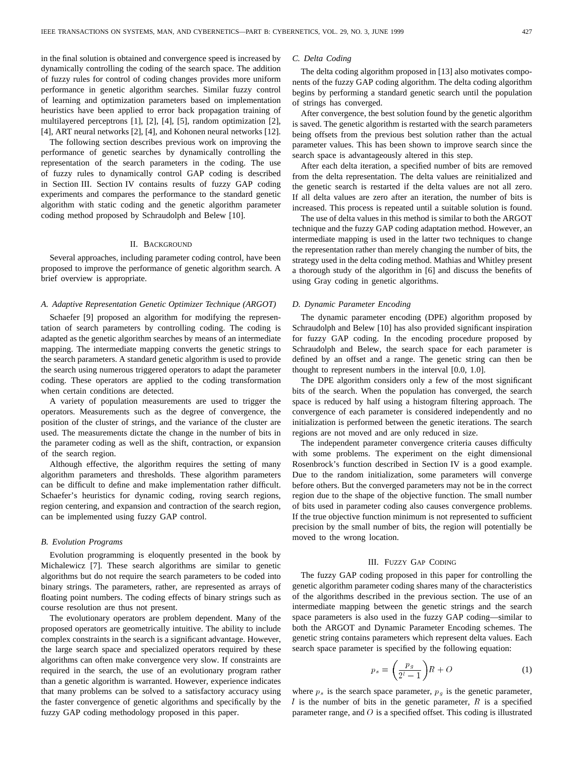in the final solution is obtained and convergence speed is increased by dynamically controlling the coding of the search space. The addition of fuzzy rules for control of coding changes provides more uniform performance in genetic algorithm searches. Similar fuzzy control of learning and optimization parameters based on implementation heuristics have been applied to error back propagation training of multilayered perceptrons [1], [2], [4], [5], random optimization [2], [4], ART neural networks [2], [4], and Kohonen neural networks [12].

The following section describes previous work on improving the performance of genetic searches by dynamically controlling the representation of the search parameters in the coding. The use of fuzzy rules to dynamically control GAP coding is described in Section III. Section IV contains results of fuzzy GAP coding experiments and compares the performance to the standard genetic algorithm with static coding and the genetic algorithm parameter coding method proposed by Schraudolph and Belew [10].

## II. Background

Several approaches, including parameter coding control, have been proposed to improve the performance of genetic algorithm search. A brief overview is appropriate.

### A. Adaptive Representation Genetic Optimizer Technique (ARGOT)

Schaefer [9] proposed an algorithm for modifying the representation of search parameters by controlling coding. The coding is adapted as the genetic algorithm searches by means of an intermediate mapping. The intermediate mapping converts the genetic strings to the search parameters. A standard genetic algorithm is used to provide the search using numerous triggered operators to adapt the parameter coding. These operators are applied to the coding transformation when certain conditions are detected.

A variety of population measurements are used to trigger the operators. Measurements such as the degree of convergence, the position of the cluster of strings, and the variance of the cluster are used. The measurements dictate the change in the number of bits in the parameter coding as well as the shift, contraction, or expansion of the search region.

Although effective, the algorithm requires the setting of many algorithm parameters and thresholds. These algorithm parameters can be difficult to define and make implementation rather difficult. Schaefer's heuristics for dynamic coding, roving search regions, region centering, and expansion and contraction of the search region, can be implemented using fuzzy GAP control.

### B. Evolution Programs

Evolution programming is eloquently presented in the book by Michalewicz [7]. These search algorithms are similar to genetic algorithms but do not require the search parameters to be coded into binary strings. The parameters, rather, are represented as arrays of floating point numbers. The coding effects of binary strings such as course resolution are thus not present.

The evolutionary operators are problem dependent. Many of the proposed operators are geometrically intuitive. The ability to include complex constraints in the search is a significant advantage. However, the large search space and specialized operators required by these algorithms can often make convergence very slow. If constraints are required in the search, the use of an evolutionary program rather than a genetic algorithm is warranted. However, experience indicates that many problems can be solved to a satisfactory accuracy using the faster convergence of genetic algorithms and specifically by the fuzzy GAP coding methodology proposed in this paper.

### C. Delta Coding

The delta coding algorithm proposed in [13] also motivates components of the fuzzy GAP coding algorithm. The delta coding algorithm begins by performing a standard genetic search until the population of strings has converged.

After convergence, the best solution found by the genetic algorithm is saved. The genetic algorithm is restarted with the search parameters being offsets from the previous best solution rather than the actual parameter values. This has been shown to improve search since the search space is advantageously altered in this step.

After each delta iteration, a specified number of bits are removed from the delta representation. The delta values are reinitialized and the genetic search is restarted if the delta values are not all zero. If all delta values are zero after an iteration, the number of bits is increased. This process is repeated until a suitable solution is found.

The use of delta values in this method is similar to both the ARGOT technique and the fuzzy GAP coding adaptation method. However, an intermediate mapping is used in the latter two techniques to change the representation rather than merely changing the number of bits, the strategy used in the delta coding method. Mathias and Whitley present a thorough study of the algorithm in [6] and discuss the benefits of using Gray coding in genetic algorithms.

### D. Dynamic Parameter Encoding

The dynamic parameter encoding (DPE) algorithm proposed by Schraudolph and Belew [10] has also provided significant inspiration for fuzzy GAP coding. In the encoding procedure proposed by Schraudolph and Belew, the search space for each parameter is defined by an offset and a range. The genetic string can then be thought to represent numbers in the interval [0.0, 1.0].

The DPE algorithm considers only a few of the most significant bits of the search. When the population has converged, the search space is reduced by half using a histogram filtering approach. The convergence of each parameter is considered independently and no initialization is performed between the genetic iterations. The search regions are not moved and are only reduced in size.

The independent parameter convergence criteria causes difficulty with some problems. The experiment on the eight dimensional Rosenbrock's function described in Section IV is a good example. Due to the random initialization, some parameters will converge before others. But the converged parameters may not be in the correct region due to the shape of the objective function. The small number of bits used in parameter coding also causes convergence problems. If the true objective function minimum is not represented to sufficient precision by the small number of bits, the region will potentially be moved to the wrong location.

## III. Fuzzy GAP Coding

The fuzzy GAP coding proposed in this paper for controlling the genetic algorithm parameter coding shares many of the characteristics of the algorithms described in the previous section. The use of an intermediate mapping between the genetic strings and the search space parameters is also used in the fuzzy GAP coding—similar to both the ARGOT and Dynamic Parameter Encoding schemes. The genetic string contains parameters which represent delta values. Each search space parameter is specified by the following equation:

$$p_s = \left(\frac{p_g}{2^l - 1}\right)R + O \tag{1}$$

where $p_s$ is the search space parameter, $p_g$ is the genetic parameter, $l$ is the number of bits in the genetic parameter, $R$ is a specified parameter range, and $O$ is a specified offset. This coding is illustrated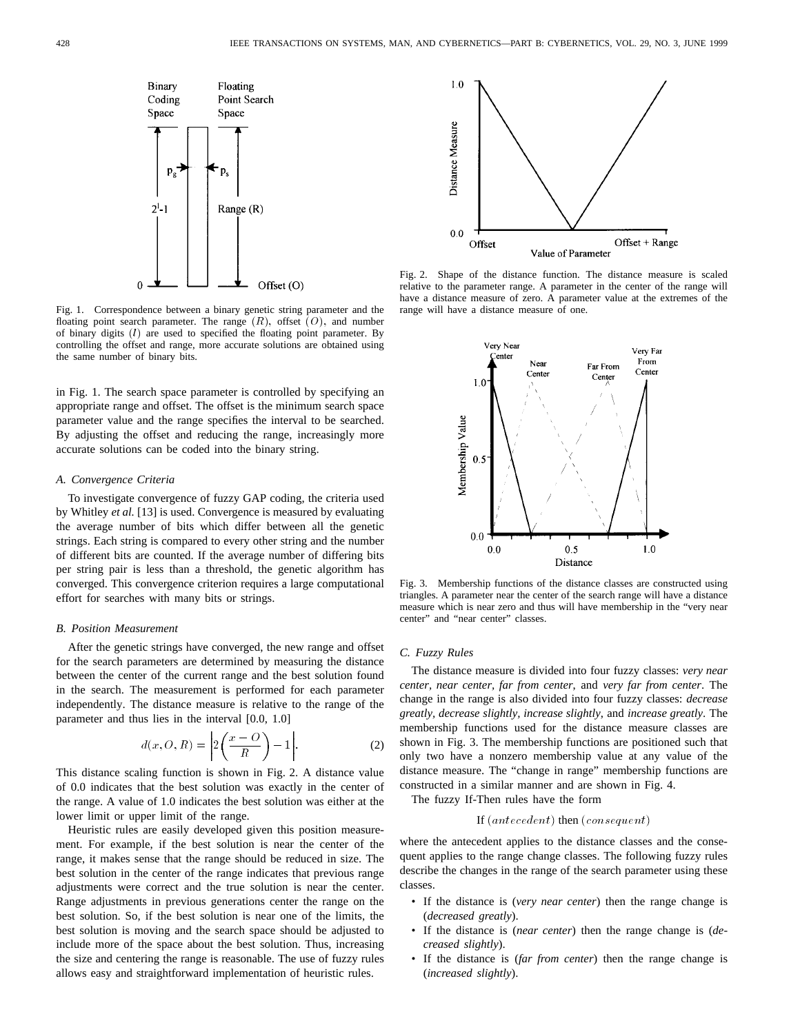Fig. 1. Correspondence between a binary genetic string parameter and the floating point search parameter. The range $(R)$, offset $(O)$, and number of binary digits $(l)$ are used to specified the floating point parameter. By controlling the offset and range, more accurate solutions are obtained using the same number of binary bits.

in Fig. 1. The search space parameter is controlled by specifying an appropriate range and offset. The offset is the minimum search space parameter value and the range specifies the interval to be searched. By adjusting the offset and reducing the range, increasingly more accurate solutions can be coded into the binary string.

### A. Convergence Criteria

To investigate convergence of fuzzy GAP coding, the criteria used by Whitley *et al.* [13] is used. Convergence is measured by evaluating the average number of bits which differ between all the genetic strings. Each string is compared to every other string and the number of different bits are counted. If the average number of differing bits per string pair is less than a threshold, the genetic algorithm has converged. This convergence criterion requires a large computational effort for searches with many bits or strings.

### B. Position Measurement

After the genetic strings have converged, the new range and offset for the search parameters are determined by measuring the distance between the center of the current range and the best solution found in the search. The measurement is performed for each parameter independently. The distance measure is relative to the range of the parameter and thus lies in the interval [0.0, 1.0]

$$d(x, O, R) = \left| 2\left(\frac{x - O}{R}\right) - 1 \right|. \tag{2}$$

This distance scaling function is shown in Fig. 2. A distance value of 0.0 indicates that the best solution was exactly in the center of the range. A value of 1.0 indicates the best solution was either at the lower limit or upper limit of the range.

Heuristic rules are easily developed given this position measurement. For example, if the best solution is near the center of the range, it makes sense that the range should be reduced in size. The best solution in the center of the range indicates that previous range adjustments were correct and the true solution is near the center. Range adjustments in previous generations center the range on the best solution. So, if the best solution is near one of the limits, the best solution is moving and the search space should be adjusted to include more of the space about the best solution. Thus, increasing the size and centering the range is reasonable. The use of fuzzy rules allows easy and straightforward implementation of heuristic rules.

Fig. 2. Shape of the distance function. The distance measure is scaled relative to the parameter range. A parameter in the center of the range will have a distance measure of zero. A parameter value at the extremes of the range will have a distance measure of one.

Fig. 3. Membership functions of the distance classes are constructed using triangles. A parameter near the center of the search range will have a distance measure which is near zero and thus will have membership in the "very near center" and "near center" classes.

### C. Fuzzy Rules

The distance measure is divided into four fuzzy classes: *very near center*, *near center*, *far from center*, and *very far from center*. The change in the range is also divided into four fuzzy classes: *decrease greatly*, *decrease slightly*, *increase slightly*, and *increase greatly*. The membership functions used for the distance measure classes are shown in Fig. 3. The membership functions are positioned such that only two have a nonzero membership value at any value of the distance measure. The "change in range" membership functions are constructed in a similar manner and are shown in Fig. 4.

The fuzzy If-Then rules have the form

$$\text{If } (antecedent) \text{ then } (consequent)$$

where the antecedent applies to the distance classes and the consequent applies to the range change classes. The following fuzzy rules describe the changes in the range of the search parameter using these classes.

- If the distance is (*very near center*) then the range change is (*decreased greatly*).
- If the distance is (*near center*) then the range change is (*decreased slightly*).
- If the distance is (*far from center*) then the range change is (*increased slightly*).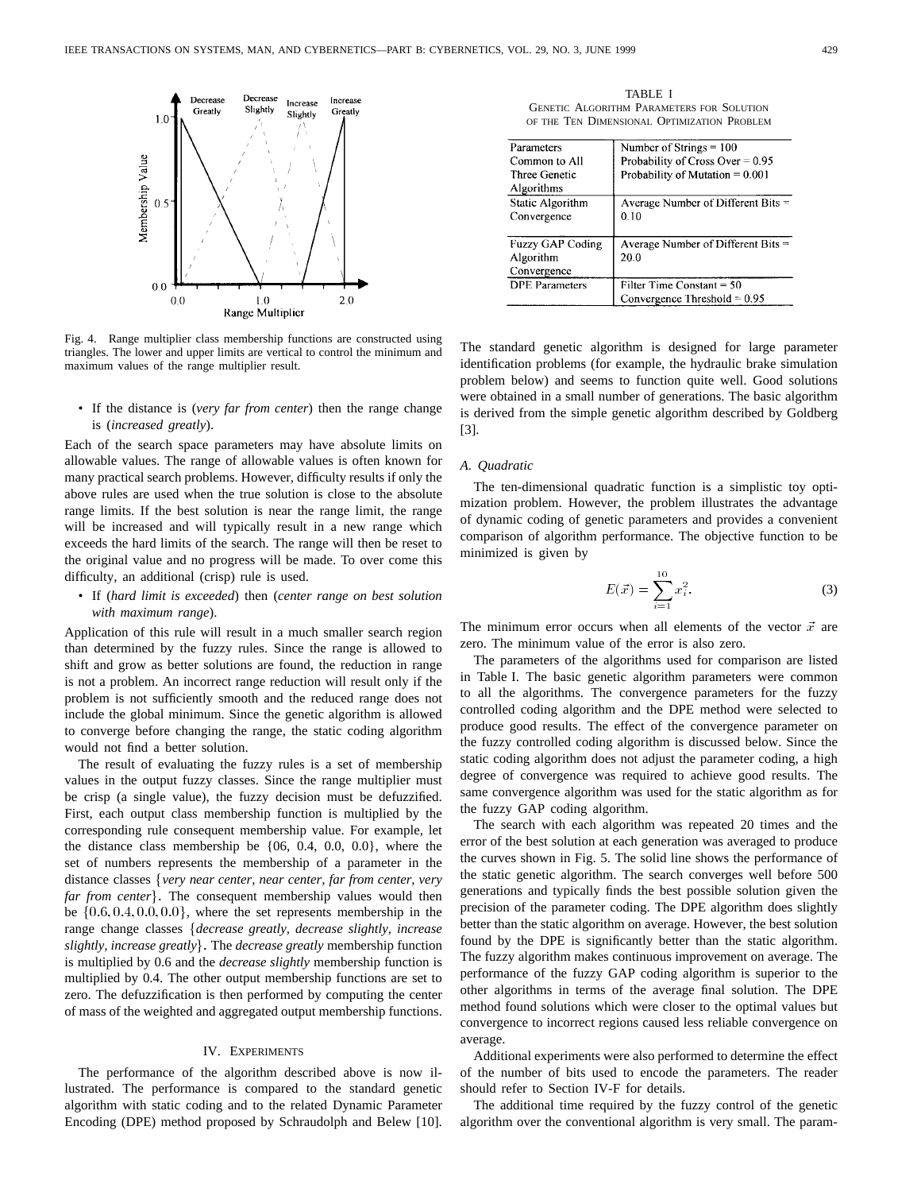Fig. 4. Range multiplier class membership functions are constructed using triangles. The lower and upper limits are vertical to control the minimum and maximum values of the range multiplier result.

- If the distance is (*very far from center*) then the range change is (*increased greatly*).

Each of the search space parameters may have absolute limits on allowable values. The range of allowable values is often known for many practical search problems. However, difficulty results if only the above rules are used when the true solution is close to the absolute range limits. If the best solution is near the range limit, the range will be increased and will typically result in a new range which exceeds the hard limits of the search. The range will then be reset to the original value and no progress will be made. To over come this difficulty, an additional (crisp) rule is used.

- If (*hard limit is exceeded*) then (*center range on best solution with maximum range*).

Application of this rule will result in a much smaller search region than determined by the fuzzy rules. Since the range is allowed to shift and grow as better solutions are found, the reduction in range is not a problem. An incorrect range reduction will result only if the problem is not sufficiently smooth and the reduced range does not include the global minimum. Since the genetic algorithm is allowed to converge before changing the range, the static coding algorithm would not find a better solution.

The result of evaluating the fuzzy rules is a set of membership values in the output fuzzy classes. Since the range multiplier must be crisp (a single value), the fuzzy decision must be defuzzified. First, each output class membership function is multiplied by the corresponding rule consequent membership value. For example, let the distance class membership be {06, 0.4, 0.0, 0.0}, where the set of numbers represents the membership of a parameter in the distance classes {*very near center, near center, far from center, very far from center*}. The consequent membership values would then be $\{0.6, 0.4, 0.0, 0.0\}$, where the set represents membership in the range change classes {*decrease greatly, decrease slightly, increase slightly, increase greatly*}. The *decrease greatly* membership function is multiplied by 0.6 and the *decrease slightly* membership function is multiplied by 0.4. The other output membership functions are set to zero. The defuzzification is then performed by computing the center of mass of the weighted and aggregated output membership functions.

## IV. Experiments

The performance of the algorithm described above is now illustrated. The performance is compared to the standard genetic algorithm with static coding and to the related Dynamic Parameter Encoding (DPE) method proposed by Schraudolph and Belew [10].

TABLE I
Genetic Algorithm Parameters for Solution of the Ten Dimensional Optimization Problem

| | |
|---|---|
| Parameters Common to All Three Genetic Algorithms | Number of Strings = 100<br>Probability of Cross Over = 0.95<br>Probability of Mutation = 0.001 |
| Static Algorithm Convergence | Average Number of Different Bits = 0.10 |
| Fuzzy GAP Coding Algorithm Convergence | Average Number of Different Bits = 20.0 |
| DPE Parameters | Filter Time Constant = 50<br>Convergence Threshold = 0.95 |

The standard genetic algorithm is designed for large parameter identification problems (for example, the hydraulic brake simulation problem below) and seems to function quite well. Good solutions were obtained in a small number of generations. The basic algorithm is derived from the simple genetic algorithm described by Goldberg [3].

### A. Quadratic

The ten-dimensional quadratic function is a simplistic toy optimization problem. However, the problem illustrates the advantage of dynamic coding of genetic parameters and provides a convenient comparison of algorithm performance. The objective function to be minimized is given by

$$E(\vec{x}) = \sum_{i=1}^{10} x_i^2. \tag{3}$$

The minimum error occurs when all elements of the vector $\vec{x}$ are zero. The minimum value of the error is also zero.

The parameters of the algorithms used for comparison are listed in Table I. The basic genetic algorithm parameters were common to all the algorithms. The convergence parameters for the fuzzy controlled coding algorithm and the DPE method were selected to produce good results. The effect of the convergence parameter on the fuzzy controlled coding algorithm is discussed below. Since the static coding algorithm does not adjust the parameter coding, a high degree of convergence was required to achieve good results. The same convergence algorithm was used for the static algorithm as for the fuzzy GAP coding algorithm.

The search with each algorithm was repeated 20 times and the error of the best solution at each generation was averaged to produce the curves shown in Fig. 5. The solid line shows the performance of the static genetic algorithm. The search converges well before 500 generations and typically finds the best possible solution given the precision of the parameter coding. The DPE algorithm does slightly better than the static algorithm on average. However, the best solution found by the DPE is significantly better than the static algorithm. The fuzzy algorithm makes continuous improvement on average. The performance of the fuzzy GAP coding algorithm is superior to the other algorithms in terms of the average final solution. The DPE method found solutions which were closer to the optimal values but convergence to incorrect regions caused less reliable convergence on average.

Additional experiments were also performed to determine the effect of the number of bits used to encode the parameters. The reader should refer to Section IV-F for details.

The additional time required by the fuzzy control of the genetic algorithm over the conventional algorithm is very small. The param-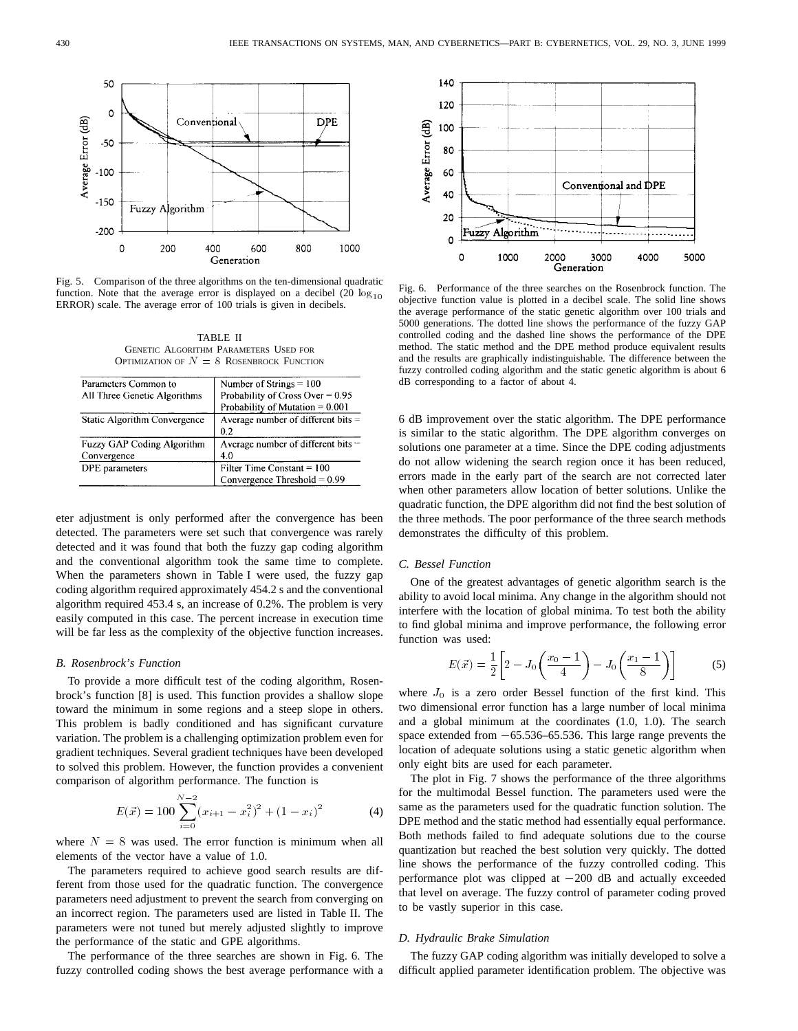Fig. 5. Comparison of the three algorithms on the ten-dimensional quadratic function. Note that the average error is displayed on a decibel (20 $\log_{10}$ ERROR) scale. The average error of 100 trials is given in decibels.

TABLE II
GENETIC ALGORITHM PARAMETERS USED FOR OPTIMIZATION OF $N = 8$ ROSENBROCK FUNCTION

| | |
|---|---|
| Parameters Common to All Three Genetic Algorithms | Number of Strings = 100<br>Probability of Cross Over = 0.95<br>Probability of Mutation = 0.001 |
| Static Algorithm Convergence | Average number of different bits = 0.2 |
| Fuzzy GAP Coding Algorithm Convergence | Average number of different bits = 4.0 |
| DPE parameters | Filter Time Constant = 100<br>Convergence Threshold = 0.99 |

eter adjustment is only performed after the convergence has been detected. The parameters were set such that convergence was rarely detected and it was found that both the fuzzy gap coding algorithm and the conventional algorithm took the same time to complete. When the parameters shown in Table I were used, the fuzzy gap coding algorithm required approximately 454.2 s and the conventional algorithm required 453.4 s, an increase of 0.2%. The problem is very easily computed in this case. The percent increase in execution time will be far less as the complexity of the objective function increases.

### B. Rosenbrock's Function

To provide a more difficult test of the coding algorithm, Rosenbrock's function [8] is used. This function provides a shallow slope toward the minimum in some regions and a steep slope in others. This problem is badly conditioned and has significant curvature variation. The problem is a challenging optimization problem even for gradient techniques. Several gradient techniques have been developed to solved this problem. However, the function provides a convenient comparison of algorithm performance. The function is

$$E(\vec{x}) = 100 \sum_{i=0}^{N-2} (x_{i+1} - x_i^2)^2 + (1 - x_i)^2 \tag{4}$$

where $N = 8$ was used. The error function is minimum when all elements of the vector have a value of 1.0.

The parameters required to achieve good search results are different from those used for the quadratic function. The convergence parameters need adjustment to prevent the search from converging on an incorrect region. The parameters used are listed in Table II. The parameters were not tuned but merely adjusted slightly to improve the performance of the static and GPE algorithms.

The performance of the three searches are shown in Fig. 6. The fuzzy controlled coding shows the best average performance with a 6 dB improvement over the static algorithm. The DPE performance is similar to the static algorithm. The DPE algorithm converges on solutions one parameter at a time. Since the DPE coding adjustments do not allow widening the search region once it has been reduced, errors made in the early part of the search are not corrected later when other parameters allow location of better solutions. Unlike the quadratic function, the DPE algorithm did not find the best solution of the three methods. The poor performance of the three search methods demonstrates the difficulty of this problem.

Fig. 6. Performance of the three searches on the Rosenbrock function. The objective function value is plotted in a decibel scale. The solid line shows the average performance of the static genetic algorithm over 100 trials and 5000 generations. The dotted line shows the performance of the fuzzy GAP controlled coding and the dashed line shows the performance of the DPE method. The static method and the DPE method produce equivalent results and the results are graphically indistinguishable. The difference between the fuzzy controlled coding algorithm and the static genetic algorithm is about 6 dB corresponding to a factor of about 4.

### C. Bessel Function

One of the greatest advantages of genetic algorithm search is the ability to avoid local minima. Any change in the algorithm should not interfere with the location of global minima. To test both the ability to find global minima and improve performance, the following error function was used:

$$E(\vec{x}) = \frac{1}{2}\left[2 - J_0\left(\frac{x_0 - 1}{4}\right) - J_0\left(\frac{x_1 - 1}{8}\right)\right] \tag{5}$$

where $J_0$ is a zero order Bessel function of the first kind. This two dimensional error function has a large number of local minima and a global minimum at the coordinates (1.0, 1.0). The search space extended from −65.536–65.536. This large range prevents the location of adequate solutions using a static genetic algorithm when only eight bits are used for each parameter.

The plot in Fig. 7 shows the performance of the three algorithms for the multimodal Bessel function. The parameters used were the same as the parameters used for the quadratic function solution. The DPE method and the static method had essentially equal performance. Both methods failed to find adequate solutions due to the course quantization but reached the best solution very quickly. The dotted line shows the performance of the fuzzy controlled coding. This performance plot was clipped at −200 dB and actually exceeded that level on average. The fuzzy control of parameter coding proved to be vastly superior in this case.

### D. Hydraulic Brake Simulation

The fuzzy GAP coding algorithm was initially developed to solve a difficult applied parameter identification problem. The objective was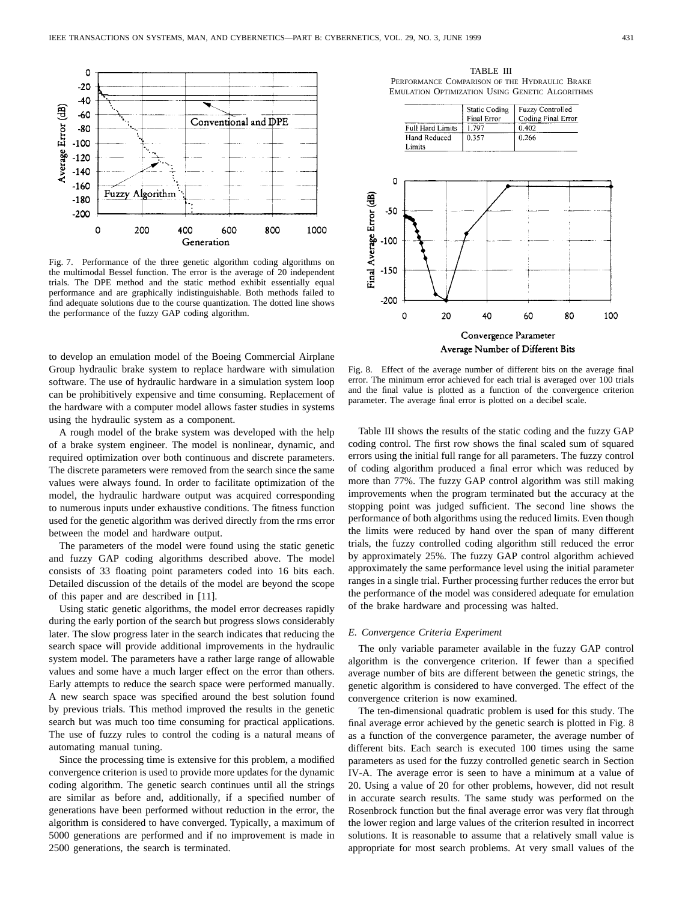0
-20
-40
-60
-80
-100
-120
-140
-160
-180
-200
Average Error (dB)
Conventional and DPE
Fuzzy Algorithm
0 200 400 600 800 1000
Generation

Fig. 7. Performance of the three genetic algorithm coding algorithms on the multimodal Bessel function. The error is the average of 20 independent trials. The DPE method and the static method exhibit essentially equal performance and are graphically indistinguishable. Both methods failed to find adequate solutions due to the course quantization. The dotted line shows the performance of the fuzzy GAP coding algorithm.

to develop an emulation model of the Boeing Commercial Airplane Group hydraulic brake system to replace hardware with simulation software. The use of hydraulic hardware in a simulation system loop can be prohibitively expensive and time consuming. Replacement of the hardware with a computer model allows faster studies in systems using the hydraulic system as a component.

A rough model of the brake system was developed with the help of a brake system engineer. The model is nonlinear, dynamic, and required optimization over both continuous and discrete parameters. The discrete parameters were removed from the search since the same values were always found. In order to facilitate optimization of the model, the hydraulic hardware output was acquired corresponding to numerous inputs under exhaustive conditions. The fitness function used for the genetic algorithm was derived directly from the rms error between the model and hardware output.

The parameters of the model were found using the static genetic and fuzzy GAP coding algorithms described above. The model consists of 33 floating point parameters coded into 16 bits each. Detailed discussion of the details of the model are beyond the scope of this paper and are described in [11].

Using static genetic algorithms, the model error decreases rapidly during the early portion of the search but progress slows considerably later. The slow progress later in the search indicates that reducing the search space will provide additional improvements in the hydraulic system model. The parameters have a rather large range of allowable values and some have a much larger effect on the error than others. Early attempts to reduce the search space were performed manually. A new search space was specified around the best solution found by previous trials. This method improved the results in the genetic search but was much too time consuming for practical applications. The use of fuzzy rules to control the coding is a natural means of automating manual tuning.

Since the processing time is extensive for this problem, a modified convergence criterion is used to provide more updates for the dynamic coding algorithm. The genetic search continues until all the strings are similar as before and, additionally, if a specified number of generations have been performed without reduction in the error, the algorithm is considered to have converged. Typically, a maximum of 5000 generations are performed and if no improvement is made in 2500 generations, the search is terminated.

TABLE III
PERFORMANCE COMPARISON OF THE HYDRAULIC BRAKE EMULATION OPTIMIZATION USING GENETIC ALGORITHMS

| | Static Coding Final Error | Fuzzy Controlled Coding Final Error |
|---|---|---|
| Full Hard Limits | 1.797 | 0.402 |
| Hand Reduced Limits | 0.357 | 0.266 |

0
-50
-100
-150
-200
Final Average Error (dB)
0 20 40 60 80 100
Convergence Parameter
Average Number of Different Bits

Fig. 8. Effect of the average number of different bits on the average final error. The minimum error achieved for each trial is averaged over 100 trials and the final value is plotted as a function of the convergence criterion parameter. The average final error is plotted on a decibel scale.

Table III shows the results of the static coding and the fuzzy GAP coding control. The first row shows the final scaled sum of squared errors using the initial full range for all parameters. The fuzzy control of coding algorithm produced a final error which was reduced by more than 77%. The fuzzy GAP control algorithm was still making improvements when the program terminated but the accuracy at the stopping point was judged sufficient. The second line shows the performance of both algorithms using the reduced limits. Even though the limits were reduced by hand over the span of many different trials, the fuzzy controlled coding algorithm still reduced the error by approximately 25%. The fuzzy GAP control algorithm achieved approximately the same performance level using the initial parameter ranges in a single trial. Further processing further reduces the error but the performance of the model was considered adequate for emulation of the brake hardware and processing was halted.

### *E. Convergence Criteria Experiment*

The only variable parameter available in the fuzzy GAP control algorithm is the convergence criterion. If fewer than a specified average number of bits are different between the genetic strings, the genetic algorithm is considered to have converged. The effect of the convergence criterion is now examined.

The ten-dimensional quadratic problem is used for this study. The final average error achieved by the genetic search is plotted in Fig. 8 as a function of the convergence parameter, the average number of different bits. Each search is executed 100 times using the same parameters as used for the fuzzy controlled genetic search in Section IV-A. The average error is seen to have a minimum at a value of 20. Using a value of 20 for other problems, however, did not result in accurate search results. The same study was performed on the Rosenbrock function but the final average error was very flat through the lower region and large values of the criterion resulted in incorrect solutions. It is reasonable to assume that a relatively small value is appropriate for most search problems. At very small values of the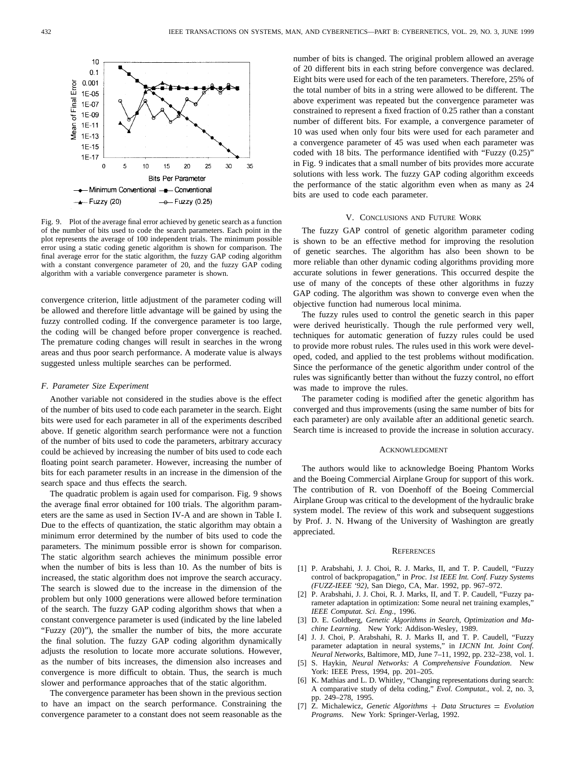10
0.1
0.001
1E-05
1E-07
1E-09
1E-11
1E-13
1E-15
1E-17

Mean of Final Error

0 5 10 15 20 25 30 35

Bits Per Parameter

Minimum Conventional — Conventional

Fuzzy (20) — Fuzzy (0.25)

Fig. 9. Plot of the average final error achieved by genetic search as a function of the number of bits used to code the search parameters. Each point in the plot represents the average of 100 independent trials. The minimum possible error using a static coding genetic algorithm is shown for comparison. The final average error for the static algorithm, the fuzzy GAP coding algorithm with a constant convergence parameter of 20, and the fuzzy GAP coding algorithm with a variable convergence parameter is shown.

convergence criterion, little adjustment of the parameter coding will be allowed and therefore little advantage will be gained by using the fuzzy controlled coding. If the convergence parameter is too large, the coding will be changed before proper convergence is reached. The premature coding changes will result in searches in the wrong areas and thus poor search performance. A moderate value is always suggested unless multiple searches can be performed.

### *F. Parameter Size Experiment*

Another variable not considered in the studies above is the effect of the number of bits used to code each parameter in the search. Eight bits were used for each parameter in all of the experiments described above. If genetic algorithm search performance were not a function of the number of bits used to code the parameters, arbitrary accuracy could be achieved by increasing the number of bits used to code each floating point search parameter. However, increasing the number of bits for each parameter results in an increase in the dimension of the search space and thus effects the search.

The quadratic problem is again used for comparison. Fig. 9 shows the average final error obtained for 100 trials. The algorithm parameters are the same as used in Section IV-A and are shown in Table I. Due to the effects of quantization, the static algorithm may obtain a minimum error determined by the number of bits used to code the parameters. The minimum possible error is shown for comparison. The static algorithm search achieves the minimum possible error when the number of bits is less than 10. As the number of bits is increased, the static algorithm does not improve the search accuracy. The search is slowed due to the increase in the dimension of the problem but only 1000 generations were allowed before termination of the search. The fuzzy GAP coding algorithm shows that when a constant convergence parameter is used (indicated by the line labeled "Fuzzy (20)"), the smaller the number of bits, the more accurate the final solution. The fuzzy GAP coding algorithm dynamically adjusts the resolution to locate more accurate solutions. However, as the number of bits increases, the dimension also increases and convergence is more difficult to obtain. Thus, the search is much slower and performance approaches that of the static algorithm.

The convergence parameter has been shown in the previous section to have an impact on the search performance. Constraining the convergence parameter to a constant does not seem reasonable as the number of bits is changed. The original problem allowed an average of 20 different bits in each string before convergence was declared. Eight bits were used for each of the ten parameters. Therefore, 25% of the total number of bits in a string were allowed to be different. The above experiment was repeated but the convergence parameter was constrained to represent a fixed fraction of 0.25 rather than a constant number of different bits. For example, a convergence parameter of 10 was used when only four bits were used for each parameter and a convergence parameter of 45 was used when each parameter was coded with 18 bits. The performance identified with "Fuzzy (0.25)" in Fig. 9 indicates that a small number of bits provides more accurate solutions with less work. The fuzzy GAP coding algorithm exceeds the performance of the static algorithm even when as many as 24 bits are used to code each parameter.

## V. Conclusions and Future Work

The fuzzy GAP control of genetic algorithm parameter coding is shown to be an effective method for improving the resolution of genetic searches. The algorithm has also been shown to be more reliable than other dynamic coding algorithms providing more accurate solutions in fewer generations. This occurred despite the use of many of the concepts of these other algorithms in fuzzy GAP coding. The algorithm was shown to converge even when the objective function had numerous local minima.

The fuzzy rules used to control the genetic search in this paper were derived heuristically. Though the rule performed very well, techniques for automatic generation of fuzzy rules could be used to provide more robust rules. The rules used in this work were developed, coded, and applied to the test problems without modification. Since the performance of the genetic algorithm under control of the rules was significantly better than without the fuzzy control, no effort was made to improve the rules.

The parameter coding is modified after the genetic algorithm has converged and thus improvements (using the same number of bits for each parameter) are only available after an additional genetic search. Search time is increased to provide the increase in solution accuracy.

## Acknowledgment

The authors would like to acknowledge Boeing Phantom Works and the Boeing Commercial Airplane Group for support of this work. The contribution of R. von Doenhoff of the Boeing Commercial Airplane Group was critical to the development of the hydraulic brake system model. The review of this work and subsequent suggestions by Prof. J. N. Hwang of the University of Washington are greatly appreciated.

## References

[1] P. Arabshahi, J. J. Choi, R. J. Marks, II, and T. P. Caudell, "Fuzzy control of backpropagation," in *Proc. 1st IEEE Int. Conf. Fuzzy Systems (FUZZ-IEEE '92)*, San Diego, CA, Mar. 1992, pp. 967–972.

[2] P. Arabshahi, J. J. Choi, R. J. Marks, II, and T. P. Caudell, "Fuzzy parameter adaptation in optimization: Some neural net training examples," *IEEE Computat. Sci. Eng.*, 1996.

[3] D. E. Goldberg, *Genetic Algorithms in Search, Optimization and Machine Learning*. New York: Addison-Wesley, 1989.

[4] J. J. Choi, P. Arabshahi, R. J. Marks II, and T. P. Caudell, "Fuzzy parameter adaptation in neural systems," in *IJCNN Int. Joint Conf. Neural Networks*, Baltimore, MD, June 7–11, 1992, pp. 232–238, vol. 1.

[5] S. Haykin, *Neural Networks: A Comprehensive Foundation*. New York: IEEE Press, 1994, pp. 201–205.

[6] K. Mathias and L. D. Whitley, "Changing representations during search: A comparative study of delta coding," *Evol. Computat.*, vol. 2, no. 3, pp. 249–278, 1995.

[7] Z. Michalewicz, *Genetic Algorithms + Data Structures = Evolution Programs*. New York: Springer-Verlag, 1992.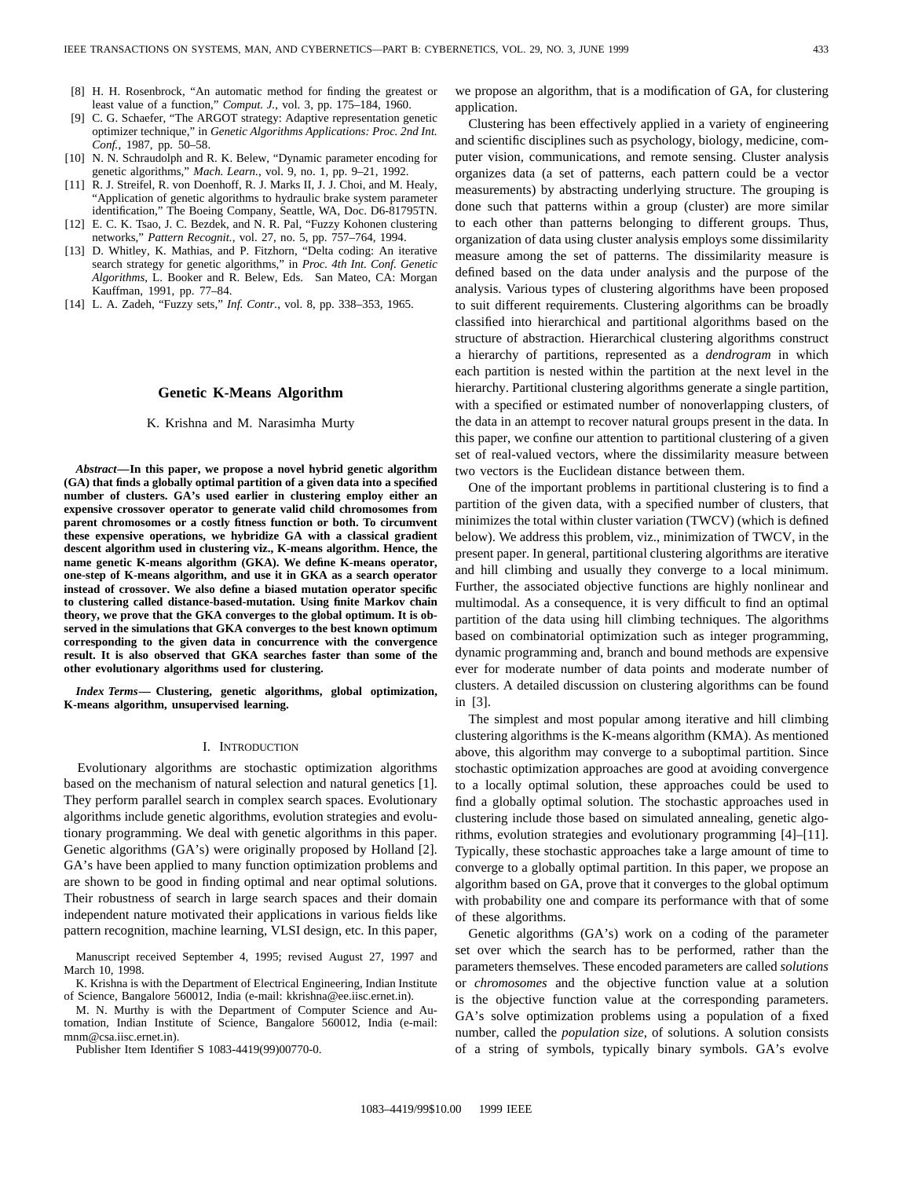[8] H. H. Rosenbrock, "An automatic method for finding the greatest or least value of a function," *Comput. J.*, vol. 3, pp. 175–184, 1960.

[9] C. G. Schaefer, "The ARGOT strategy: Adaptive representation genetic optimizer technique," in *Genetic Algorithms Applications: Proc. 2nd Int. Conf.*, 1987, pp. 50–58.

[10] N. N. Schraudolph and R. K. Belew, "Dynamic parameter encoding for genetic algorithms," *Mach. Learn.*, vol. 9, no. 1, pp. 9–21, 1992.

[11] R. J. Streifel, R. von Doenhoff, R. J. Marks II, J. J. Choi, and M. Healy, "Application of genetic algorithms to hydraulic brake system parameter identification," The Boeing Company, Seattle, WA, Doc. D6-81795TN.

[12] E. C. K. Tsao, J. C. Bezdek, and N. R. Pal, "Fuzzy Kohonen clustering networks," *Pattern Recognit.*, vol. 27, no. 5, pp. 757–764, 1994.

[13] D. Whitley, K. Mathias, and P. Fitzhorn, "Delta coding: An iterative search strategy for genetic algorithms," in *Proc. 4th Int. Conf. Genetic Algorithms*, L. Booker and R. Belew, Eds. San Mateo, CA: Morgan Kauffman, 1991, pp. 77–84.

[14] L. A. Zadeh, "Fuzzy sets," *Inf. Contr.*, vol. 8, pp. 338–353, 1965.

# Genetic K-Means Algorithm

K. Krishna and M. Narasimha Murty

***Abstract*—In this paper, we propose a novel hybrid genetic algorithm (GA) that finds a globally optimal partition of a given data into a specified number of clusters. GA's used earlier in clustering employ either an expensive crossover operator to generate valid child chromosomes from parent chromosomes or a costly fitness function or both. To circumvent these expensive operations, we hybridize GA with a classical gradient descent algorithm used in clustering viz., K-means algorithm. Hence, the name genetic K-means algorithm (GKA). We define K-means operator, one-step of K-means algorithm, and use it in GKA as a search operator instead of crossover. We also define a biased mutation operator specific to clustering called distance-based-mutation. Using finite Markov chain theory, we prove that the GKA converges to the global optimum. It is observed in the simulations that GKA converges to the best known optimum corresponding to the given data in concurrence with the convergence result. It is also observed that GKA searches faster than some of the other evolutionary algorithms used for clustering.**

***Index Terms*— Clustering, genetic algorithms, global optimization, K-means algorithm, unsupervised learning.**

## I. Introduction

Evolutionary algorithms are stochastic optimization algorithms based on the mechanism of natural selection and natural genetics [1]. They perform parallel search in complex search spaces. Evolutionary algorithms include genetic algorithms, evolution strategies and evolutionary programming. We deal with genetic algorithms in this paper. Genetic algorithms (GA's) were originally proposed by Holland [2]. GA's have been applied to many function optimization problems and are shown to be good in finding optimal and near optimal solutions. Their robustness of search in large search spaces and their domain independent nature motivated their applications in various fields like pattern recognition, machine learning, VLSI design, etc. In this paper, we propose an algorithm, that is a modification of GA, for clustering application.

Clustering has been effectively applied in a variety of engineering and scientific disciplines such as psychology, biology, medicine, computer vision, communications, and remote sensing. Cluster analysis organizes data (a set of patterns, each pattern could be a vector measurements) by abstracting underlying structure. The grouping is done such that patterns within a group (cluster) are more similar to each other than patterns belonging to different groups. Thus, organization of data using cluster analysis employs some dissimilarity measure among the set of patterns. The dissimilarity measure is defined based on the data under analysis and the purpose of the analysis. Various types of clustering algorithms have been proposed to suit different requirements. Clustering algorithms can be broadly classified into hierarchical and partitional algorithms based on the structure of abstraction. Hierarchical clustering algorithms construct a hierarchy of partitions, represented as a *dendrogram* in which each partition is nested within the partition at the next level in the hierarchy. Partitional clustering algorithms generate a single partition, with a specified or estimated number of nonoverlapping clusters, of the data in an attempt to recover natural groups present in the data. In this paper, we confine our attention to partitional clustering of a given set of real-valued vectors, where the dissimilarity measure between two vectors is the Euclidean distance between them.

One of the important problems in partitional clustering is to find a partition of the given data, with a specified number of clusters, that minimizes the total within cluster variation (TWCV) (which is defined below). We address this problem, viz., minimization of TWCV, in the present paper. In general, partitional clustering algorithms are iterative and hill climbing and usually they converge to a local minimum. Further, the associated objective functions are highly nonlinear and multimodal. As a consequence, it is very difficult to find an optimal partition of the data using hill climbing techniques. The algorithms based on combinatorial optimization such as integer programming, dynamic programming and, branch and bound methods are expensive ever for moderate number of data points and moderate number of clusters. A detailed discussion on clustering algorithms can be found in [3].

The simplest and most popular among iterative and hill climbing clustering algorithms is the K-means algorithm (KMA). As mentioned above, this algorithm may converge to a suboptimal partition. Since stochastic optimization approaches are good at avoiding convergence to a locally optimal solution, these approaches could be used to find a globally optimal solution. The stochastic approaches used in clustering include those based on simulated annealing, genetic algorithms, evolution strategies and evolutionary programming [4]–[11]. Typically, these stochastic approaches take a large amount of time to converge to a globally optimal partition. In this paper, we propose an algorithm based on GA, prove that it converges to the global optimum with probability one and compare its performance with that of some of these algorithms.

Genetic algorithms (GA's) work on a coding of the parameter set over which the search has to be performed, rather than the parameters themselves. These encoded parameters are called *solutions* or *chromosomes* and the objective function value at a solution is the objective function value at the corresponding parameters. GA's solve optimization problems using a population of a fixed number, called the *population size*, of solutions. A solution consists of a string of symbols, typically binary symbols. GA's evolve

Manuscript received September 4, 1995; revised August 27, 1997 and March 10, 1998.

K. Krishna is with the Department of Electrical Engineering, Indian Institute of Science, Bangalore 560012, India (e-mail: kkrishna@ee.iisc.ernet.in).

M. N. Murthy is with the Department of Computer Science and Automation, Indian Institute of Science, Bangalore 560012, India (e-mail: mnm@csa.iisc.ernet.in).

Publisher Item Identifier S 1083-4419(99)00770-0.